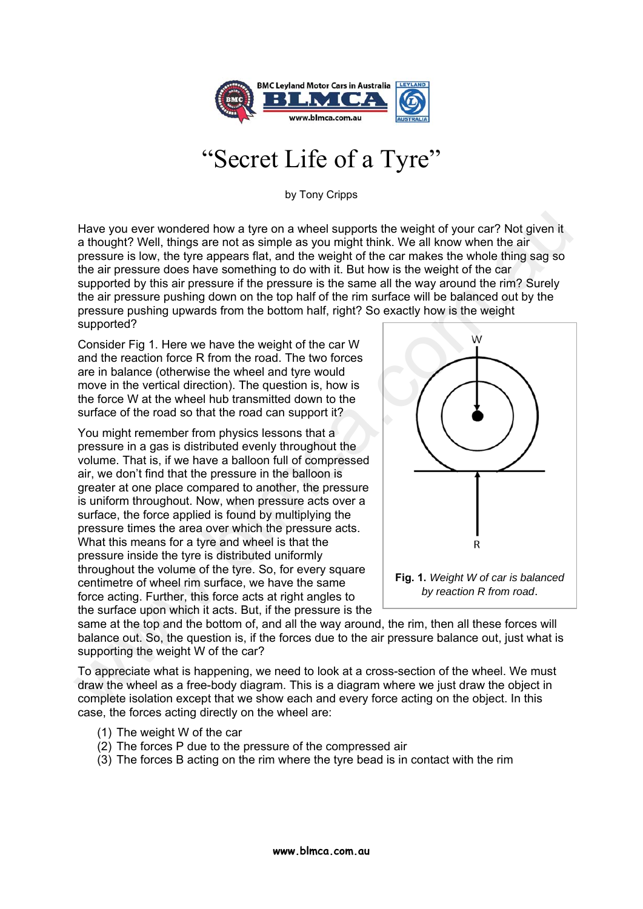# "Secret Life of a Tyre"

by Tony Cripps

Have you ever wondered how a tyre on a wheel supports the weight of your car? Not given it a thought? Well, things are not as simple as you might think. We all know when the air pressure is low, the tyre appears flat, and the weight of the car makes the whole thing sag so the air pressure does have something to do with it. But how is the weight of the car supported by this air pressure if the pressure is the same all the way around the rim? Surely the air pressure pushing down on the top half of the rim surface will be balanced out by the pressure pushing upwards from the bottom half, right? So exactly how is the weight supported?

Consider Fig 1. Here we have the weight of the car W and the reaction force R from the road. The two forces are in balance (otherwise the wheel and tyre would move in the vertical direction). The question is, how is the force W at the wheel hub transmitted down to the surface of the road so that the road can support it?

**Fig. 1.** *Weight W of car is balanced by reaction R from road*.

You might remember from physics lessons that a pressure in a gas is distributed evenly throughout the volume. That is, if we have a balloon full of compressed air, we don't find that the pressure in the balloon is greater at one place compared to another, the pressure is uniform throughout. Now, when pressure acts over a surface, the force applied is found by multiplying the pressure times the area over which the pressure acts. What this means for a tyre and wheel is that the pressure inside the tyre is distributed uniformly throughout the volume of the tyre. So, for every square centimetre of wheel rim surface, we have the same force acting. Further, this force acts at right angles to the surface upon which it acts. But, if the pressure is the same at the top and the bottom of, and all the way around, the rim, then all these forces will balance out. So, the question is, if the forces due to the air pressure balance out, just what is supporting the weight W of the car?

To appreciate what is happening, we need to look at a cross-section of the wheel. We must draw the wheel as a free-body diagram. This is a diagram where we just draw the object in complete isolation except that we show each and every force acting on the object. In this case, the forces acting directly on the wheel are:

1. The weight W of the car
2. The forces P due to the pressure of the compressed air
3. The forces B acting on the rim where the tyre bead is in contact with the rim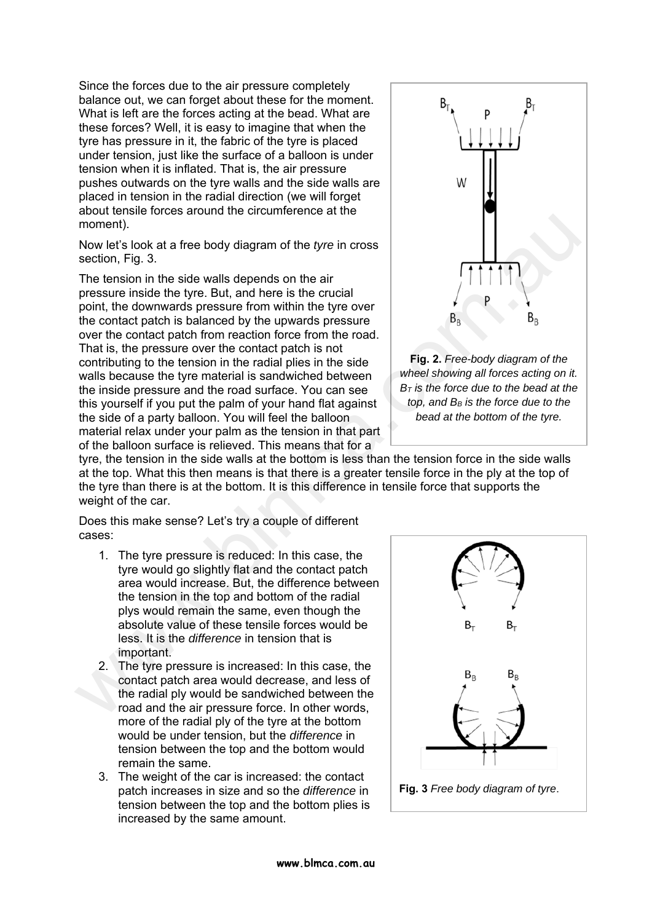Since the forces due to the air pressure completely balance out, we can forget about these for the moment. What is left are the forces acting at the bead. What are these forces? Well, it is easy to imagine that when the tyre has pressure in it, the fabric of the tyre is placed under tension, just like the surface of a balloon is under tension when it is inflated. That is, the air pressure pushes outwards on the tyre walls and the side walls are placed in tension in the radial direction (we will forget about tensile forces around the circumference at the moment).

Now let's look at a free body diagram of the *tyre* in cross section, Fig. 3.

The tension in the side walls depends on the air pressure inside the tyre. But, and here is the crucial point, the downwards pressure from within the tyre over the contact patch is balanced by the upwards pressure over the contact patch from reaction force from the road. That is, the pressure over the contact patch is not contributing to the tension in the radial plies in the side walls because the tyre material is sandwiched between the inside pressure and the road surface. You can see this yourself if you put the palm of your hand flat against the side of a party balloon. You will feel the balloon material relax under your palm as the tension in that part of the balloon surface is relieved. This means that for a tyre, the tension in the side walls at the bottom is less than the tension force in the side walls at the top. What this then means is that there is a greater tensile force in the ply at the top of the tyre than there is at the bottom. It is this difference in tensile force that supports the weight of the car.

**Fig. 2.** *Free-body diagram of the wheel showing all forces acting on it. $B_T$ is the force due to the bead at the top, and $B_B$ is the force due to the bead at the bottom of the tyre.*

Does this make sense? Let's try a couple of different cases:

1. The tyre pressure is reduced: In this case, the tyre would go slightly flat and the contact patch area would increase. But, the difference between the tension in the top and bottom of the radial plys would remain the same, even though the absolute value of these tensile forces would be less. It is the *difference* in tension that is important.
2. The tyre pressure is increased: In this case, the contact patch area would decrease, and less of the radial ply would be sandwiched between the road and the air pressure force. In other words, more of the radial ply of the tyre at the bottom would be under tension, but the *difference* in tension between the top and the bottom would remain the same.
3. The weight of the car is increased: the contact patch increases in size and so the *difference* in tension between the top and the bottom plies is increased by the same amount.

**Fig. 3** *Free body diagram of tyre*.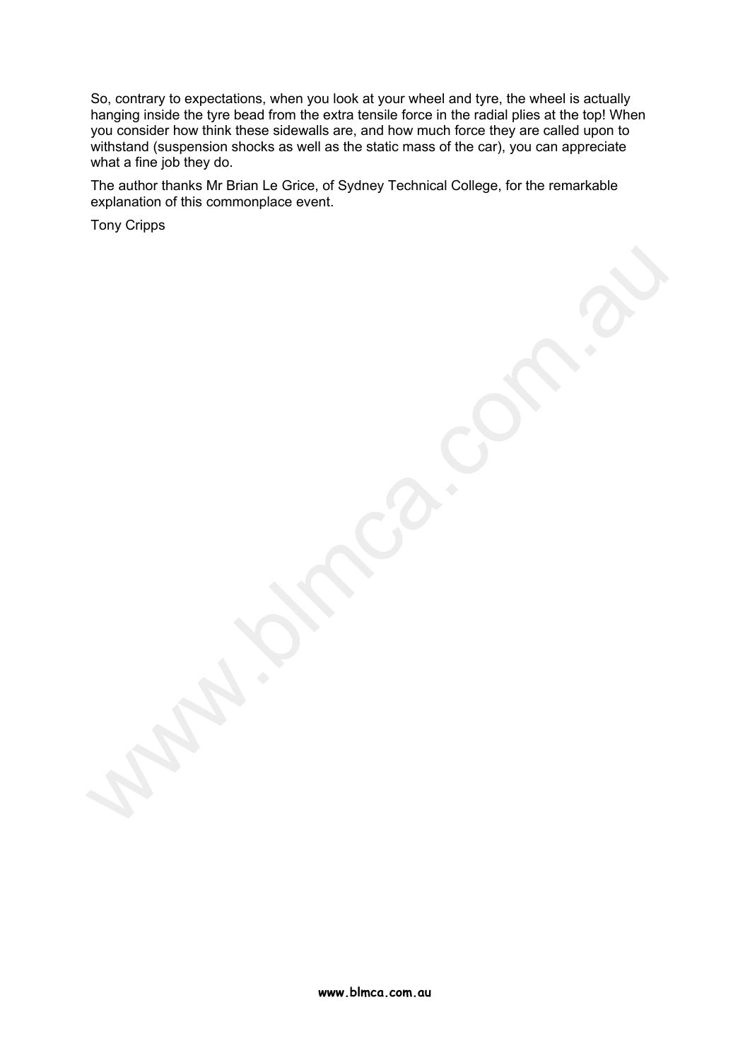So, contrary to expectations, when you look at your wheel and tyre, the wheel is actually hanging inside the tyre bead from the extra tensile force in the radial plies at the top! When you consider how think these sidewalls are, and how much force they are called upon to withstand (suspension shocks as well as the static mass of the car), you can appreciate what a fine job they do.

The author thanks Mr Brian Le Grice, of Sydney Technical College, for the remarkable explanation of this commonplace event.

Tony Cripps